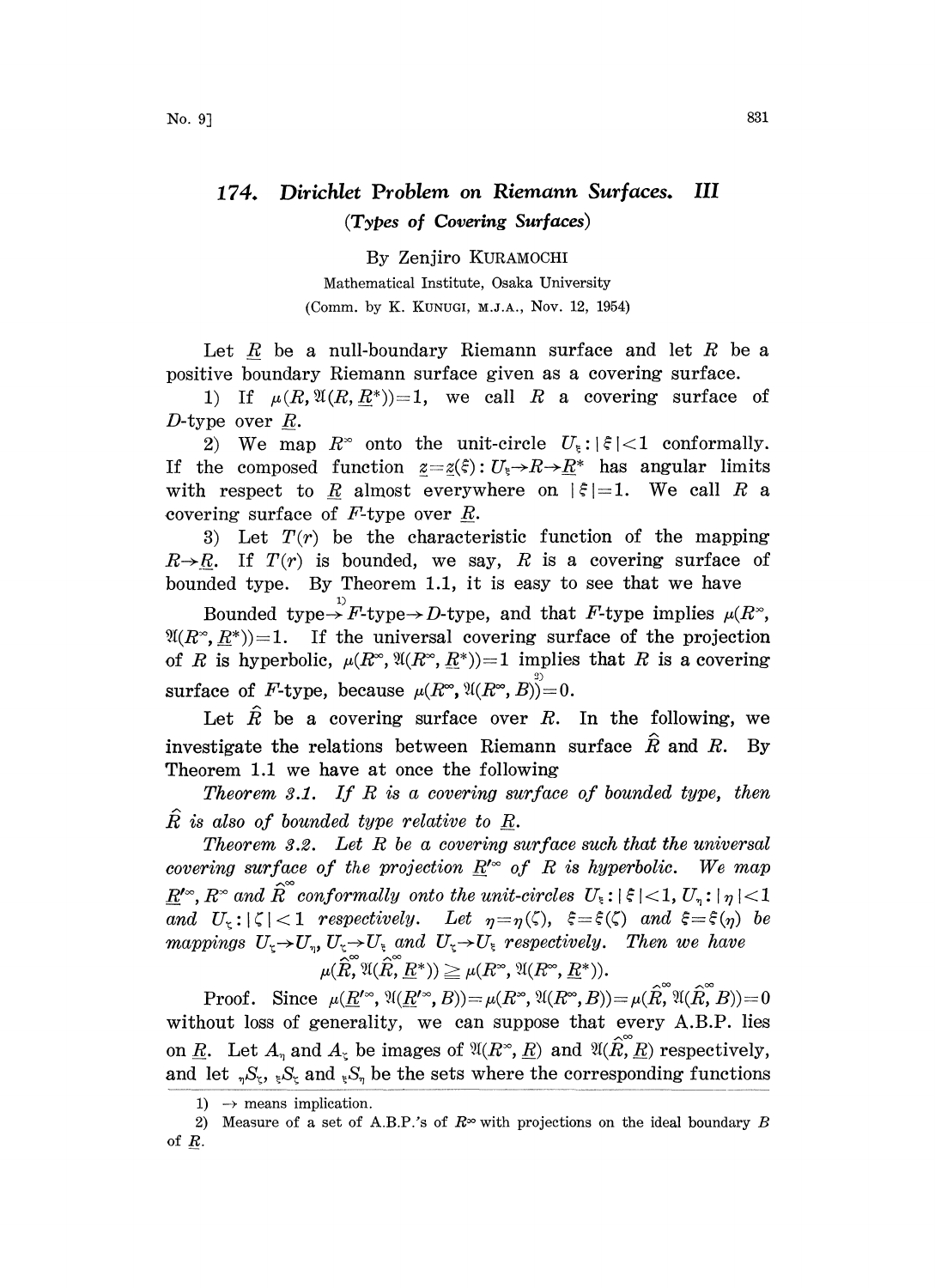# 174. Dirichlet Problem on Riemann Surfaces. III

## (Types of Covering Surfaces)

By Zenjiro KURAMOCHI

Mathematical Institute, Osaka University

(Comm. by K. KUNUGI, M.J.A., Nov. 12, 1954)

Let $\underline{R}$ be a null-boundary Riemann surface and let $R$ be a positive boundary Riemann surface given as a covering surface.

1) If $\mu(R, \mathfrak{A}(R, \underline{R}^*))=1$, we call $R$ a covering surface of $D$-type over $\underline{R}$.

2) We map $R^\infty$ onto the unit-circle $U_\xi: |\xi|<1$ conformally. If the composed function $\underline{z}=\underline{z}(\xi): U_\xi \to R \to \underline{R}^*$ has angular limits with respect to $\underline{R}$ almost everywhere on $|\xi|=1$. We call $R$ a covering surface of $F$-type over $\underline{R}$.

3) Let $T(r)$ be the characteristic function of the mapping $R \to \underline{R}$. If $T(r)$ is bounded, we say, $R$ is a covering surface of bounded type. By Theorem 1.1, it is easy to see that we have

Bounded type$\overset{1)}{\to}$ $F$-type$\to$ $D$-type, and that $F$-type implies $\mu(R^\infty, \mathfrak{A}(R^\infty, \underline{R}^*))=1$. If the universal covering surface of the projection of $R$ is hyperbolic, $\mu(R^\infty, \mathfrak{A}(R^\infty, \underline{R}^*))=1$ implies that $R$ is a covering surface of $F$-type, because $\mu(R^\infty, \mathfrak{A}(R^\infty, B))\overset{2)}{=}0$.

Let $\hat{R}$ be a covering surface over $R$. In the following, we investigate the relations between Riemann surface $\hat{R}$ and $R$. By Theorem 1.1 we have at once the following

*Theorem 3.1. If $R$ is a covering surface of bounded type, then $\hat{R}$ is also of bounded type relative to $\underline{R}$.*

*Theorem 3.2. Let $R$ be a covering surface such that the universal covering surface of the projection $\underline{R}'^\infty$ of $R$ is hyperbolic. We map $\underline{R}'^\infty$, $R^\infty$ and $\hat{R}^\infty$ conformally onto the unit-circles $U_\xi: |\xi|<1$, $U_\eta: |\eta|<1$ and $U_\zeta: |\zeta|<1$ respectively. Let $\eta=\eta(\zeta)$, $\xi=\xi(\zeta)$ and $\xi=\xi(\eta)$ be mappings $U_\zeta \to U_\eta$, $U_\zeta \to U_\xi$ and $U_\zeta \to U_\xi$ respectively. Then we have*

$$\mu(\hat{R}^\infty, \mathfrak{A}(\hat{R}^\infty, \underline{R}^*)) \geqq \mu(R^\infty, \mathfrak{A}(R^\infty, \underline{R}^*)).$$

Proof. Since $\mu(\underline{R}'^\infty, \mathfrak{A}(\underline{R}'^\infty, B))=\mu(R^\infty, \mathfrak{A}(R^\infty, B))=\mu(\hat{R}^\infty, \mathfrak{A}(\hat{R}^\infty, B))=0$ without loss of generality, we can suppose that every A.B.P. lies on $\underline{R}$. Let $A_\eta$ and $A_\zeta$ be images of $\mathfrak{A}(R^\infty, \underline{R})$ and $\mathfrak{A}(\hat{R}^\infty, \underline{R})$ respectively, and let ${}_\eta S_\zeta$, ${}_\xi S_\zeta$ and ${}_\xi S_\eta$ be the sets where the corresponding functions

---

1) $\to$ means implication.

2) Measure of a set of A.B.P.'s of $R^\infty$ with projections on the ideal boundary $B$ of $\underline{R}$.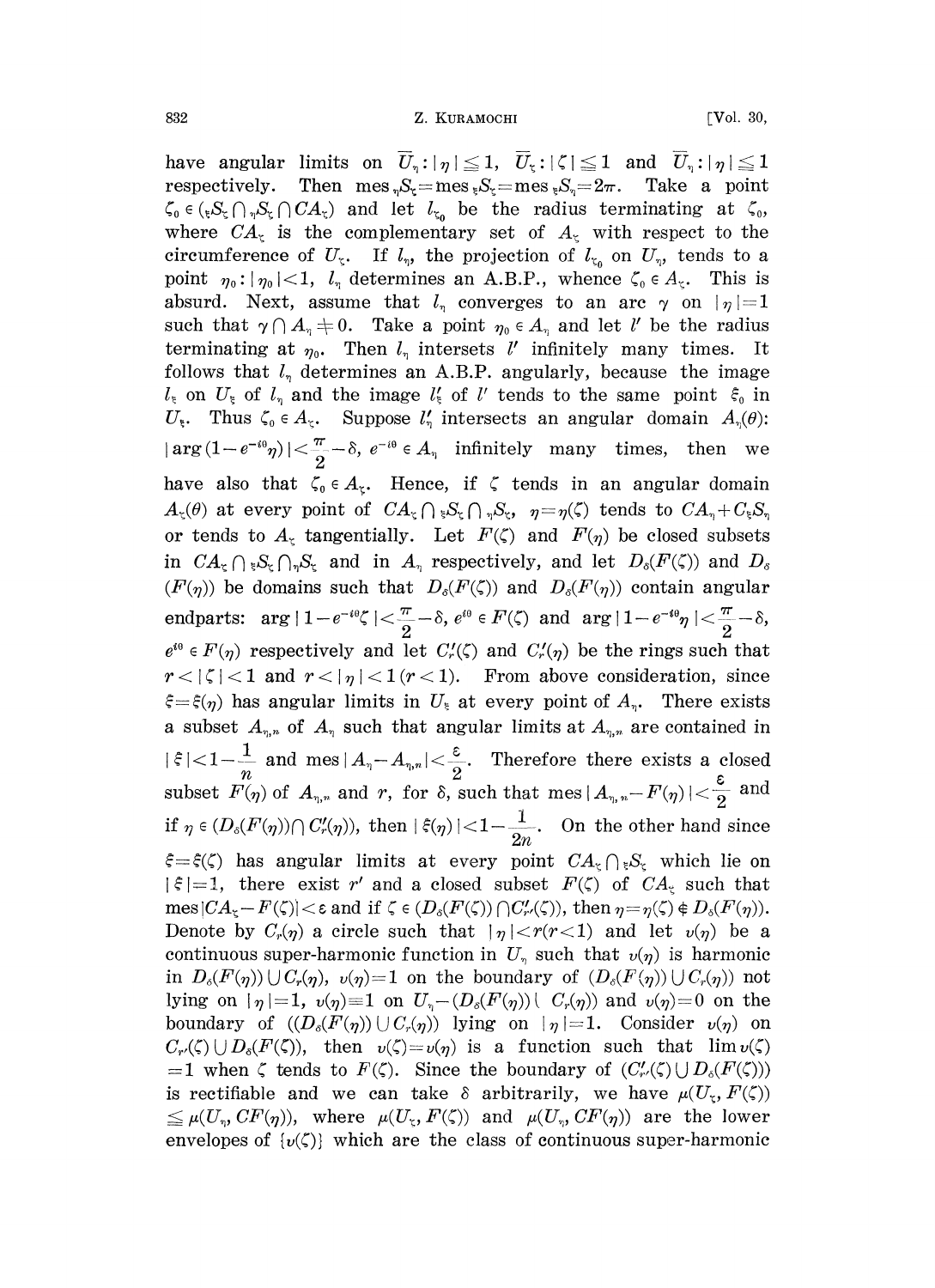have angular limits on $\overline{U}_\eta : |\eta| \leqq 1$, $\overline{U}_\zeta : |\zeta| \leqq 1$ and $\overline{U}_\eta : |\eta| \leqq 1$ respectively. Then $\text{mes}\,{}_\eta S_\zeta = \text{mes}\,{}_\xi S_\zeta = \text{mes}\,{}_\xi S_\eta = 2\pi$. Take a point $\zeta_0 \in ({}_\xi S_\zeta \cap {}_\eta S_\zeta \cap CA_\zeta)$ and let $l_{\zeta_0}$ be the radius terminating at $\zeta_0$, where $CA_\zeta$ is the complementary set of $A_\zeta$ with respect to the circumference of $U_\zeta$. If $l_\eta$, the projection of $l_{\zeta_0}$ on $U_\eta$, tends to a point $\eta_0 : |\eta_0| < 1$, $l_\eta$ determines an A.B.P., whence $\zeta_0 \in A_\zeta$. This is absurd. Next, assume that $l_\eta$ converges to an arc $\gamma$ on $|\eta| = 1$ such that $\gamma \cap A_\eta \neq 0$. Take a point $\eta_0 \in A_\eta$ and let $l'$ be the radius terminating at $\eta_0$. Then $l_\eta$ intersects $l'$ infinitely many times. It follows that $l_\eta$ determines an A.B.P. angularly, because the image $l_\xi$ on $U_\xi$ of $l_\eta$ and the image $l'_\xi$ of $l'$ tends to the same point $\xi_0$ in $U_\xi$. Thus $\zeta_0 \in A_\zeta$. Suppose $l'_\eta$ intersects an angular domain $A_\eta(\theta)$: $|\arg(1 - e^{-i\theta}\eta)| < \frac{\pi}{2} - \delta$, $e^{-i\theta} \in A_\eta$ infinitely many times, then we have also that $\zeta_0 \in A_\zeta$. Hence, if $\zeta$ tends in an angular domain $A_\zeta(\theta)$ at every point of $CA_\zeta \cap {}_\xi S_\zeta \cap {}_\eta S_\zeta$, $\eta = \eta(\zeta)$ tends to $CA_\eta + C_\xi S_\eta$ or tends to $A_\zeta$ tangentially. Let $F(\zeta)$ and $F(\eta)$ be closed subsets in $CA_\zeta \cap {}_\xi S_\zeta \cap {}_\eta S_\zeta$ and in $A_\eta$ respectively, and let $D_\delta(F(\zeta))$ and $D_\delta(F(\eta))$ be domains such that $D_\delta(F(\zeta))$ and $D_\delta(F(\eta))$ contain angular endparts: $\arg|1 - e^{-i\theta}\zeta| < \frac{\pi}{2} - \delta$, $e^{i\theta} \in F(\zeta)$ and $\arg|1 - e^{-i\theta}\eta| < \frac{\pi}{2} - \delta$, $e^{i\theta} \in F(\eta)$ respectively and let $C'_r(\zeta)$ and $C'_r(\eta)$ be the rings such that $r < |\zeta| < 1$ and $r < |\eta| < 1\ (r < 1)$. From above consideration, since $\xi = \xi(\eta)$ has angular limits in $U_\xi$ at every point of $A_\eta$. There exists a subset $A_{\eta,n}$ of $A_\eta$ such that angular limits at $A_{\eta,n}$ are contained in $|\xi| < 1 - \frac{1}{n}$ and $\text{mes}\,|A_\eta - A_{\eta,n}| < \frac{\varepsilon}{2}$. Therefore there exists a closed subset $F(\eta)$ of $A_{\eta,n}$ and $r$, for $\delta$, such that $\text{mes}\,|A_{\eta,n} - F(\eta)| < \frac{\varepsilon}{2}$ and if $\eta \in (D_\delta(F(\eta)) \cap C'_r(\eta))$, then $|\xi(\eta)| < 1 - \frac{1}{2n}$. On the other hand since $\xi = \xi(\zeta)$ has angular limits at every point $CA_\zeta \cap {}_\xi S_\zeta$ which lie on $|\xi| = 1$, there exist $r'$ and a closed subset $F(\zeta)$ of $CA_\zeta$ such that $\text{mes}\,|CA_\zeta - F(\zeta)| < \varepsilon$ and if $\zeta \in (D_\delta(F(\zeta)) \cap C'_{r'}(\zeta))$, then $\eta = \eta(\zeta) \notin D_\delta(F(\eta))$. Denote by $C_r(\eta)$ a circle such that $|\eta| < r (r < 1)$ and let $v(\eta)$ be a continuous super-harmonic function in $U_\eta$ such that $v(\eta)$ is harmonic in $D_\delta(F(\eta)) \cup C_r(\eta)$, $v(\eta) = 1$ on the boundary of $(D_\delta(F(\eta)) \cup C_r(\eta))$ not lying on $|\eta| = 1$, $v(\eta) \equiv 1$ on $U_\eta - (D_\delta(F(\eta)) \cup C_r(\eta))$ and $v(\eta) = 0$ on the boundary of $((D_\delta(F(\eta)) \cup C_r(\eta))$ lying on $|\eta| = 1$. Consider $v(\eta)$ on $C_{r'}(\zeta) \cup D_\delta(F(\zeta))$, then $v(\zeta) = v(\eta)$ is a function such that $\lim v(\zeta) = 1$ when $\zeta$ tends to $F(\zeta)$. Since the boundary of $(C'_{r'}(\zeta) \cup D_\delta(F(\zeta)))$ is rectifiable and we can take $\delta$ arbitrarily, we have $\mu(U_\zeta, F(\zeta)) \leqq \mu(U_\eta, CF(\eta))$, where $\mu(U_\zeta, F(\zeta))$ and $\mu(U_\eta, CF(\eta))$ are the lower envelopes of $\{v(\zeta)\}$ which are the class of continuous super-harmonic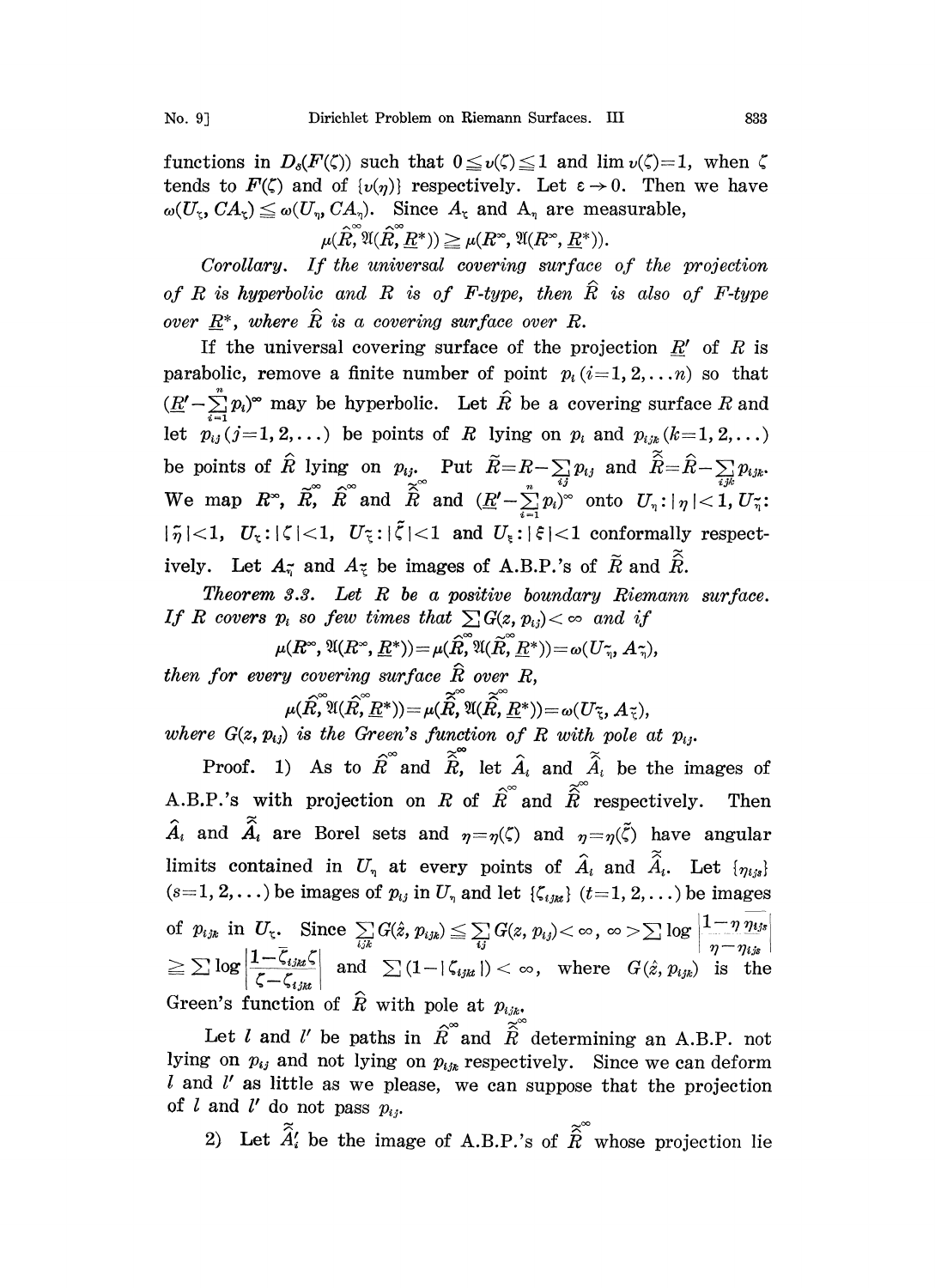functions in $D_\delta(F(\zeta))$ such that $0 \leq v(\zeta) \leq 1$ and $\lim v(\zeta)=1$, when $\zeta$ tends to $F(\zeta)$ and of $\{v(\eta)\}$ respectively. Let $\varepsilon \to 0$. Then we have $\omega(U_\zeta, CA_\zeta) \leq \omega(U_\eta, CA_\eta)$. Since $A_\zeta$ and $A_\eta$ are measurable,

$$\mu(\hat{R}^\infty, \mathfrak{A}(\hat{R}^\infty, \underline{R}^*)) \geq \mu(R^\infty, \mathfrak{A}(R^\infty, \underline{R}^*)).$$

*Corollary. If the universal covering surface of the projection of $R$ is hyperbolic and $R$ is of F-type, then $\hat{R}$ is also of F-type over $\underline{R}^*$, where $\hat{R}$ is a covering surface over $R$.*

If the universal covering surface of the projection $\underline{R}'$ of $R$ is parabolic, remove a finite number of point $p_i\,(i=1,2,\ldots n)$ so that $(\underline{R}'-\sum_{i=1}^n p_i)^\infty$ may be hyperbolic. Let $\hat{R}$ be a covering surface $R$ and let $p_{ij}\,(j=1,2,\ldots)$ be points of $R$ lying on $p_i$ and $p_{ijk}\,(k=1,2,\ldots)$ be points of $\hat{R}$ lying on $p_{ij}$. Put $\tilde{R}=R-\sum_{ij} p_{ij}$ and $\tilde{\hat{R}}=\hat{R}-\sum_{ijk} p_{ijk}$. We map $R^\infty$, $\tilde{R}^\infty$, $\hat{R}^\infty$ and $\tilde{\hat{R}}^\infty$ and $(\underline{R}'-\sum_{i=1}^n p_i)^\infty$ onto $U_\eta: |\eta|<1$, $U_{\tilde{\eta}}: |\tilde{\eta}|<1$, $U_\zeta: |\zeta|<1$, $U_{\tilde{\zeta}}: |\tilde{\zeta}|<1$ and $U_\xi: |\xi|<1$ conformally respectively. Let $A_{\tilde{\eta}}$ and $A_{\tilde{\zeta}}$ be images of A.B.P.'s of $\tilde{R}$ and $\tilde{\hat{R}}$.

*Theorem 3.3. Let $R$ be a positive boundary Riemann surface. If $R$ covers $p_i$ so few times that $\sum G(z, p_{ij})<\infty$ and if*

$$\mu(R^\infty, \mathfrak{A}(R^\infty, \underline{R}^*))=\mu(\tilde{R}^\infty, \mathfrak{A}(\tilde{R}^\infty, \underline{R}^*))=\omega(U_{\tilde{\eta}}, A_{\tilde{\eta}}),$$

*then for every covering surface $\hat{R}$ over $R$,*

$$\mu(\hat{R}^\infty, \mathfrak{A}(\hat{R}^\infty, \underline{R}^*))=\mu(\tilde{\hat{R}}^\infty, \mathfrak{A}(\tilde{\hat{R}}^\infty, \underline{R}^*))=\omega(U_{\tilde{\zeta}}, A_{\tilde{\zeta}}),$$

*where $G(z, p_{ij})$ is the Green's function of $R$ with pole at $p_{ij}$.*

Proof. 1) As to $\hat{R}^\infty$ and $\tilde{\hat{R}}^\infty$, let $\hat{A}_i$ and $\tilde{\hat{A}}_i$ be the images of A.B.P.'s with projection on $R$ of $\hat{R}^\infty$ and $\tilde{\hat{R}}^\infty$ respectively. Then $\hat{A}_i$ and $\tilde{\hat{A}}_i$ are Borel sets and $\eta=\eta(\zeta)$ and $\eta=\eta(\tilde{\zeta})$ have angular limits contained in $U_\eta$ at every points of $\hat{A}_i$ and $\tilde{\hat{A}}_i$. Let $\{\eta_{ijs}\}$ $(s=1,2,\ldots)$ be images of $p_{ij}$ in $U_\eta$ and let $\{\zeta_{ijkt}\}$ $(t=1,2,\ldots)$ be images of $p_{ijk}$ in $U_\zeta$. Since $\sum_{ijk} G(\hat{z}, p_{ijk}) \leq \sum_{ij} G(z, p_{ij})<\infty$, $\infty > \sum \log\left|\frac{1-\bar{\eta}\,\eta_{ijs}}{\eta-\eta_{ijs}}\right| \geq \sum \log\left|\frac{1-\bar{\zeta}_{ijkt}\zeta}{\zeta-\zeta_{ijkt}}\right|$ and $\sum(1-|\zeta_{ijkt}|)<\infty$, where $G(\hat{z}, p_{ijk})$ is the Green's function of $\hat{R}$ with pole at $p_{ijk}$.

Let $l$ and $l'$ be paths in $\hat{R}^\infty$ and $\tilde{\hat{R}}^\infty$ determining an A.B.P. not lying on $p_{ij}$ and not lying on $p_{ijk}$ respectively. Since we can deform $l$ and $l'$ as little as we please, we can suppose that the projection of $l$ and $l'$ do not pass $p_{ij}$.

2) Let $\tilde{\hat{A}}_i'$ be the image of A.B.P.'s of $\tilde{\hat{R}}^\infty$ whose projection lie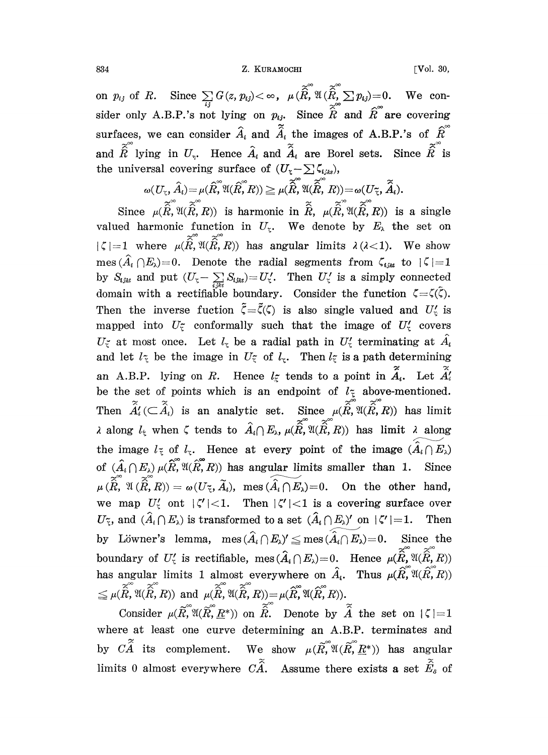on $p_{ij}$ of $R$. Since $\sum_{ij} G(z, p_{ij}) < \infty$, $\mu(\tilde{\tilde{R}}^{\infty}, \mathfrak{A}(\tilde{\tilde{R}}^{\infty}, \sum p_{ij})=0$. We consider only A.B.P.'s not lying on $p_{ij}$. Since $\tilde{\tilde{R}}^{\infty}$ and $\hat{R}^{\infty}$ are covering surfaces, we can consider $\hat{A}_i$ and $\tilde{\tilde{A}}_i$ the images of A.B.P.'s of $\hat{R}^{\infty}$ and $\tilde{\tilde{R}}^{\infty}$ lying in $U_\eta$. Hence $\hat{A}_i$ and $\tilde{\tilde{A}}_i$ are Borel sets. Since $\tilde{\tilde{R}}^{\infty}$ is the universal covering surface of $(U_\zeta - \sum \zeta_{ijks})$,

$$\omega(U_\zeta, \hat{A}_i) = \mu(\hat{R}^{\infty}, \mathfrak{A}(\hat{R}^{\infty}, R)) \geq \mu(\tilde{\tilde{R}}^{\infty}, \mathfrak{A}(\tilde{\tilde{R}}^{\infty}, R)) = \omega(U_{\tilde{\zeta}}, \tilde{\tilde{A}}_i).$$

Since $\mu(\tilde{\tilde{R}}^{\infty}, \mathfrak{A}(\tilde{\tilde{R}}^{\infty}, R))$ is harmonic in $\tilde{\tilde{R}}$, $\mu(\tilde{\tilde{R}}^{\infty}, \mathfrak{A}(\tilde{\tilde{R}}^{\infty}, R))$ is a single valued harmonic function in $U_\zeta$. We denote by $E_\lambda$ the set on $|\zeta|=1$ where $\mu(\tilde{\tilde{R}}^{\infty}, \mathfrak{A}(\tilde{\tilde{R}}^{\infty}, R))$ has angular limits $\lambda\,(\lambda<1)$. We show $\mathrm{mes}(\hat{A}_i \cap E_\lambda)=0$. Denote the radial segments from $\zeta_{ijkt}$ to $|\zeta|=1$ by $S_{ijkt}$ and put $(U_\zeta - \sum_{ijkt} S_{ijkt}) = U'_\zeta$. Then $U'_\zeta$ is a simply connected domain with a rectifiable boundary. Consider the function $\zeta = \zeta(\tilde{\zeta})$. Then the inverse fuction $\tilde{\zeta} = \tilde{\zeta}(\zeta)$ is also single valued and $U'_\zeta$ is mapped into $U_{\tilde{\zeta}}$ conformally such that the image of $U'_\zeta$ covers $U_{\tilde{\zeta}}$ at most once. Let $l_\zeta$ be a radial path in $U'_\zeta$ terminating at $\hat{A}_i$ and let $l_{\tilde{\zeta}}$ be the image in $U_{\tilde{\zeta}}$ of $l_\zeta$. Then $l_{\tilde{\zeta}}$ is a path determining an A.B.P. lying on $R$. Hence $l_{\tilde{\zeta}}$ tends to a point in $\tilde{\tilde{A}}_i$. Let $\tilde{\tilde{A}}'_i$ be the set of points which is an endpoint of $l_{\tilde{\zeta}}$ above-mentioned. Then $\tilde{\tilde{A}}'_i (\subset \tilde{\tilde{A}}_i)$ is an analytic set. Since $\mu(\tilde{\tilde{R}}^{\infty}, \mathfrak{A}(\tilde{\tilde{R}}^{\infty}, R))$ has limit $\lambda$ along $l_\zeta$ when $\zeta$ tends to $\hat{A}_i \cap E_\lambda$, $\mu(\tilde{\tilde{R}}^{\infty}, \mathfrak{A}(\tilde{\tilde{R}}^{\infty}, R))$ has limit $\lambda$ along the image $l_{\tilde{\zeta}}$ of $l_\zeta$. Hence at every point of the image $\widehat{(\hat{A}_i \cap E_\lambda)}$ of $(\hat{A}_i \cap E_\lambda)$ $\mu(\hat{R}^{\infty}, \mathfrak{A}(\hat{R}^{\infty}, R))$ has angular limits smaller than 1. Since $\mu(\tilde{\tilde{R}}^{\infty}, \mathfrak{A}(\tilde{\tilde{R}}^{\infty}, R)) = \omega(U_{\tilde{\zeta}}, \tilde{A}_i)$, $\mathrm{mes}\widehat{(\hat{A}_i \cap E_\lambda)}=0$. On the other hand, we map $U'_\zeta$ ont $|\zeta'|<1$. Then $|\zeta'|<1$ is a covering surface over $U_{\tilde{\zeta}}$, and $(\hat{A}_i \cap E_\lambda)$ is transformed to a set $(\hat{A}_i \cap E_\lambda)'$ on $|\zeta'|=1$. Then by Löwner's lemma, $\mathrm{mes}(\hat{A}_i \cap E_\lambda)' \leqq \mathrm{mes}\widehat{(\hat{A}_i \cap E_\lambda)}=0$. Since the boundary of $U'_\zeta$ is rectifiable, $\mathrm{mes}(\hat{A}_i \cap E_\lambda)=0$. Hence $\mu(\tilde{\tilde{R}}^{\infty}, \mathfrak{A}(\tilde{\tilde{R}}^{\infty}, R))$ has angular limits 1 almost everywhere on $\hat{A}_i$. Thus $\mu(\hat{R}^{\infty}, \mathfrak{A}(\hat{R}^{\infty}, R)) \leqq \mu(\tilde{\tilde{R}}^{\infty}, \mathfrak{A}(\tilde{\tilde{R}}^{\infty}, R))$ and $\mu(\tilde{\tilde{R}}^{\infty}, \mathfrak{A}(\tilde{\tilde{R}}^{\infty}, R)) = \mu(\hat{R}^{\infty}, \mathfrak{A}(\hat{R}^{\infty}, R))$.

Consider $\mu(\tilde{R}^{\infty}, \mathfrak{A}(\tilde{R}^{\infty}, \underline{R}^*))$ on $\tilde{\tilde{R}}^{\infty}$. Denote by $\tilde{\tilde{A}}$ the set on $|\zeta|=1$ where at least one curve determining an A.B.P. terminates and by $C\tilde{\tilde{A}}$ its complement. We show $\mu(\tilde{R}^{\infty}, \mathfrak{A}(\tilde{R}^{\infty}, \underline{R}^*))$ has angular limits 0 almost everywhere $C\tilde{\tilde{A}}$. Assume there exists a set $\tilde{\tilde{E}}_\delta$ of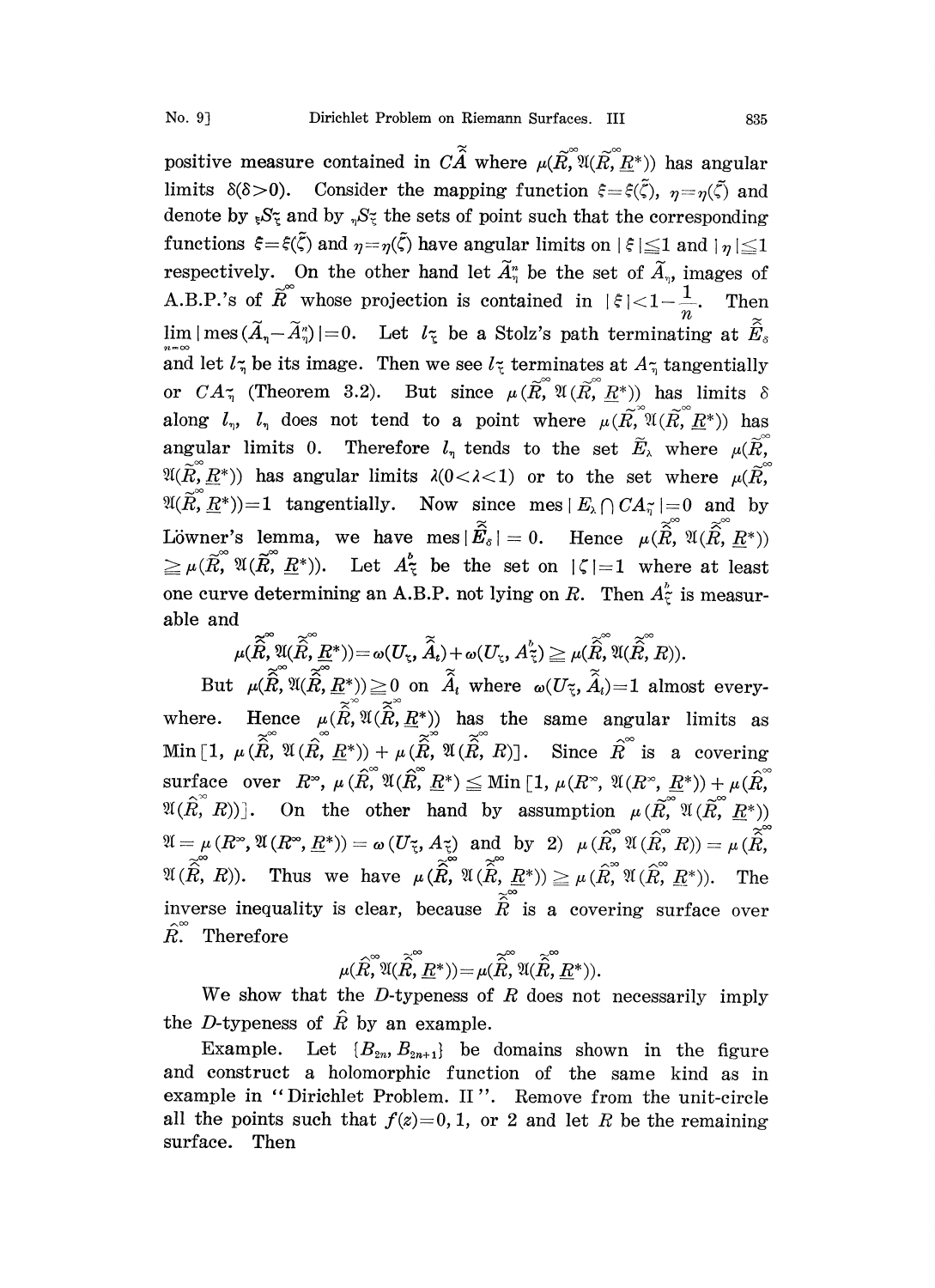positive measure contained in $C\tilde{\tilde{A}}$ where $\mu(\tilde{R}^{\infty}, \mathfrak{A}(\tilde{R}^{\infty}, \underline{R}^*))$ has angular limits $\delta(\delta>0)$. Consider the mapping function $\xi=\xi(\tilde{\zeta})$, $\eta=\eta(\tilde{\zeta})$ and denote by ${}_\xi S_{\tilde{\zeta}}$ and by ${}_\eta S_{\tilde{\zeta}}$ the sets of point such that the corresponding functions $\xi=\xi(\tilde{\zeta})$ and $\eta=\eta(\tilde{\zeta})$ have angular limits on $|\xi|\leqq 1$ and $|\eta|\leqq 1$ respectively. On the other hand let $\tilde{A}^n_\eta$ be the set of $\tilde{A}_\eta$, images of A.B.P.'s of $\tilde{R}^{\infty}$ whose projection is contained in $|\xi|<1-\frac{1}{n}$. Then $\lim_{n=\infty}|\operatorname{mes}(\tilde{A}_\eta-\tilde{A}^n_\eta)|=0$. Let $l_{\tilde{\zeta}}$ be a Stolz's path terminating at $\tilde{\tilde{E}}_\delta$ and let $l_{\tilde{\eta}}$ be its image. Then we see $l_{\tilde{\zeta}}$ terminates at $A_{\tilde{\eta}}$ tangentially or $CA_{\tilde{\eta}}$ (Theorem 3.2). But since $\mu(\tilde{R}^{\infty}, \mathfrak{A}(\tilde{R}^{\infty}, \underline{R}^*))$ has limits $\delta$ along $l_\eta$, $l_\eta$ does not tend to a point where $\mu(\tilde{R}^{\infty}, \mathfrak{A}(\tilde{R}^{\infty}, \underline{R}^*))$ has angular limits 0. Therefore $l_\eta$ tends to the set $\tilde{E}_\lambda$ where $\mu(\tilde{R}^{\infty}, \mathfrak{A}(\tilde{R}^{\infty}, \underline{R}^*))$ has angular limits $\lambda(0<\lambda<1)$ or to the set where $\mu(\tilde{R}^{\infty}, \mathfrak{A}(\tilde{R}^{\infty}, \underline{R}^*))=1$ tangentially. Now since $\operatorname{mes}|E_\lambda \cap CA_{\tilde{\eta}}|=0$ and by Löwner's lemma, we have $\operatorname{mes}|\tilde{\tilde{E}}_\delta|=0$. Hence $\mu(\tilde{\tilde{R}}^{\infty}, \mathfrak{A}(\tilde{\tilde{R}}^{\infty}, \underline{R}^*)) \geqq \mu(\tilde{R}^{\infty}, \mathfrak{A}(\tilde{R}^{\infty}, \underline{R}^*))$. Let $A^b_{\tilde{\zeta}}$ be the set on $|\zeta|=1$ where at least one curve determining an A.B.P. not lying on $R$. Then $A^b_{\tilde{\zeta}}$ is measurable and

$$\mu(\tilde{\tilde{R}}^{\infty}, \mathfrak{A}(\tilde{\tilde{R}}^{\infty}, \underline{R}^*))=\omega(U_{\tilde{\zeta}}, \tilde{\tilde{A}}_t)+\omega(U_{\tilde{\zeta}}, A^b_{\tilde{\zeta}}) \geqq \mu(\tilde{\tilde{R}}^{\infty}, \mathfrak{A}(\tilde{\tilde{R}}^{\infty}, R)).$$

But $\mu(\tilde{\tilde{R}}^{\infty}, \mathfrak{A}(\tilde{\tilde{R}}^{\infty}, \underline{R}^*))\geqq 0$ on $\tilde{\tilde{A}}_t$ where $\omega(U_{\tilde{\zeta}}, \tilde{\tilde{A}}_t)=1$ almost everywhere. Hence $\mu(\tilde{\tilde{R}}^{\infty}, \mathfrak{A}(\tilde{\tilde{R}}^{\infty}, \underline{R}^*))$ has the same angular limits as $\operatorname{Min}[1, \mu(\tilde{\tilde{R}}^{\infty}, \mathfrak{A}(\tilde{R}^{\infty}, \underline{R}^*)) + \mu(\tilde{\tilde{R}}^{\infty}, \mathfrak{A}(\tilde{\tilde{R}}^{\infty}, R)]$. Since $\hat{R}^{\infty}$ is a covering surface over $R^{\infty}$, $\mu(\hat{R}^{\infty}, \mathfrak{A}(\hat{R}^{\infty}, \underline{R}^*) \leqq \operatorname{Min}[1, \mu(R^{\infty}, \mathfrak{A}(R^{\infty}, \underline{R}^*)) + \mu(\hat{R}^{\infty}, \mathfrak{A}(\hat{R}^{\infty}, R))]$. On the other hand by assumption $\mu(\tilde{R}^{\infty}, \mathfrak{A}(\tilde{R}^{\infty}, \underline{R}^*))$ $\mathfrak{A}=\mu(R^{\infty}, \mathfrak{A}(R^{\infty}, \underline{R}^*))=\omega(U_{\tilde{\zeta}}, A_{\tilde{\zeta}})$ and by 2) $\mu(\hat{R}^{\infty}, \mathfrak{A}(\hat{R}^{\infty}, R))=\mu(\tilde{\tilde{R}}^{\infty}, \mathfrak{A}(\tilde{\tilde{R}}^{\infty}, R))$. Thus we have $\mu(\tilde{\tilde{R}}^{\infty}, \mathfrak{A}(\tilde{\tilde{R}}^{\infty}, \underline{R}^*)) \geqq \mu(\hat{R}^{\infty}, \mathfrak{A}(\hat{R}^{\infty}, \underline{R}^*))$. The inverse inequality is clear, because $\tilde{\tilde{R}}^{\infty}$ is a covering surface over $\hat{R}^{\infty}$. Therefore

$$\mu(\hat{R}^{\infty}, \mathfrak{A}(\tilde{\tilde{R}}^{\infty}, \underline{R}^*))=\mu(\tilde{\tilde{R}}^{\infty}, \mathfrak{A}(\tilde{\tilde{R}}^{\infty}, \underline{R}^*)).$$

We show that the $D$-typeness of $R$ does not necessarily imply the $D$-typeness of $\hat{R}$ by an example.

Example. Let $\{B_{2n}, B_{2n+1}\}$ be domains shown in the figure and construct a holomorphic function of the same kind as in example in "Dirichlet Problem. II". Remove from the unit-circle all the points such that $f(z)=0, 1$, or $2$ and let $R$ be the remaining surface. Then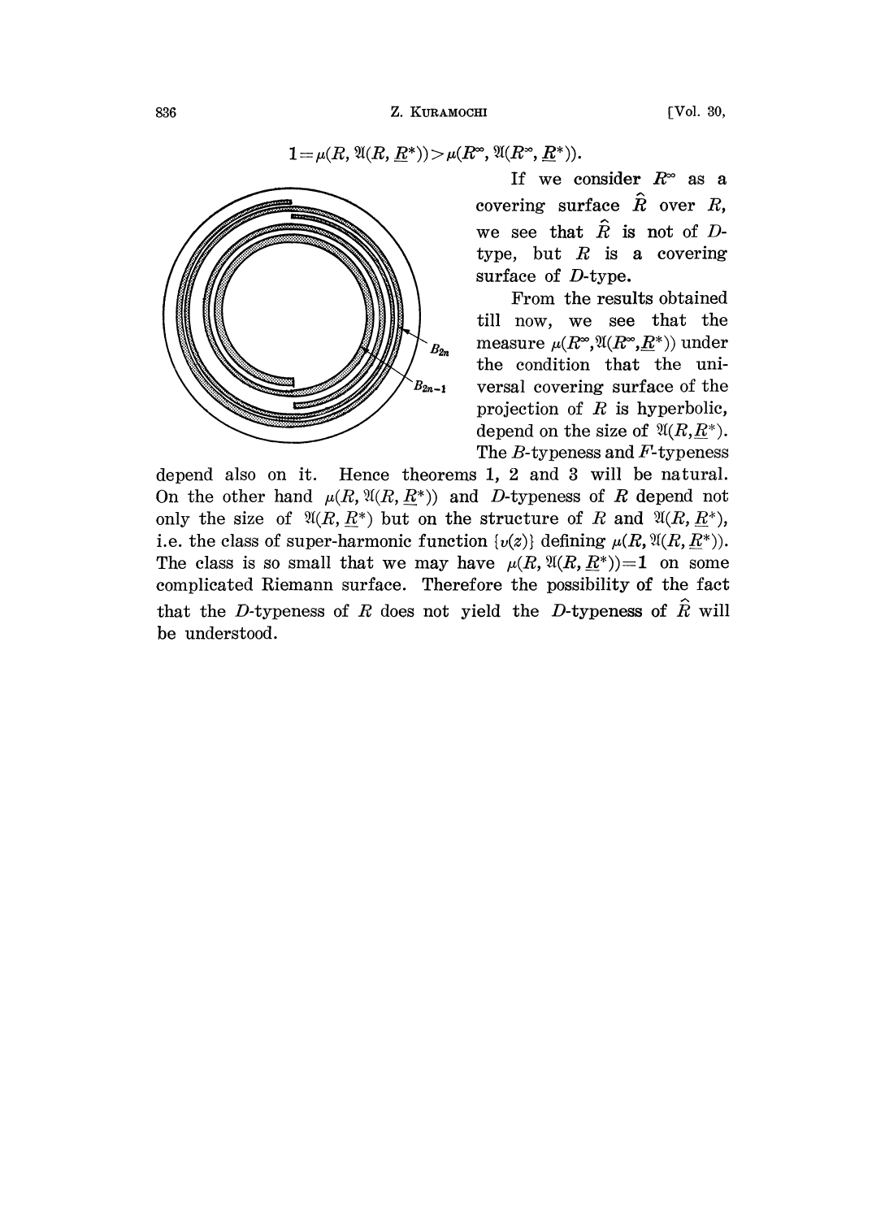$$1=\mu(R, \mathfrak{A}(R, \underline{R}^*))>\mu(R^\infty, \mathfrak{A}(R^\infty, \underline{R}^*)).$$

$B_{2n}$

$B_{2n-1}$

If we consider $R^\infty$ as a covering surface $\hat{R}$ over $R$, we see that $\hat{R}$ is not of $D$-type, but $R$ is a covering surface of $D$-type.

From the results obtained till now, we see that the measure $\mu(R^\infty, \mathfrak{A}(R^\infty, \underline{R}^*))$ under the condition that the universal covering surface of the projection of $R$ is hyperbolic, depend on the size of $\mathfrak{A}(R, \underline{R}^*)$. The $B$-typeness and $F$-typeness depend also on it. Hence theorems 1, 2 and 3 will be natural. On the other hand $\mu(R, \mathfrak{A}(R, \underline{R}^*))$ and $D$-typeness of $R$ depend not only the size of $\mathfrak{A}(R, \underline{R}^*)$ but on the structure of $R$ and $\mathfrak{A}(R, \underline{R}^*)$, i.e. the class of super-harmonic function $\{v(z)\}$ defining $\mu(R, \mathfrak{A}(R, \underline{R}^*))$. The class is so small that we may have $\mu(R, \mathfrak{A}(R, \underline{R}^*))=1$ on some complicated Riemann surface. Therefore the possibility of the fact that the $D$-typeness of $R$ does not yield the $D$-typeness of $\hat{R}$ will be understood.